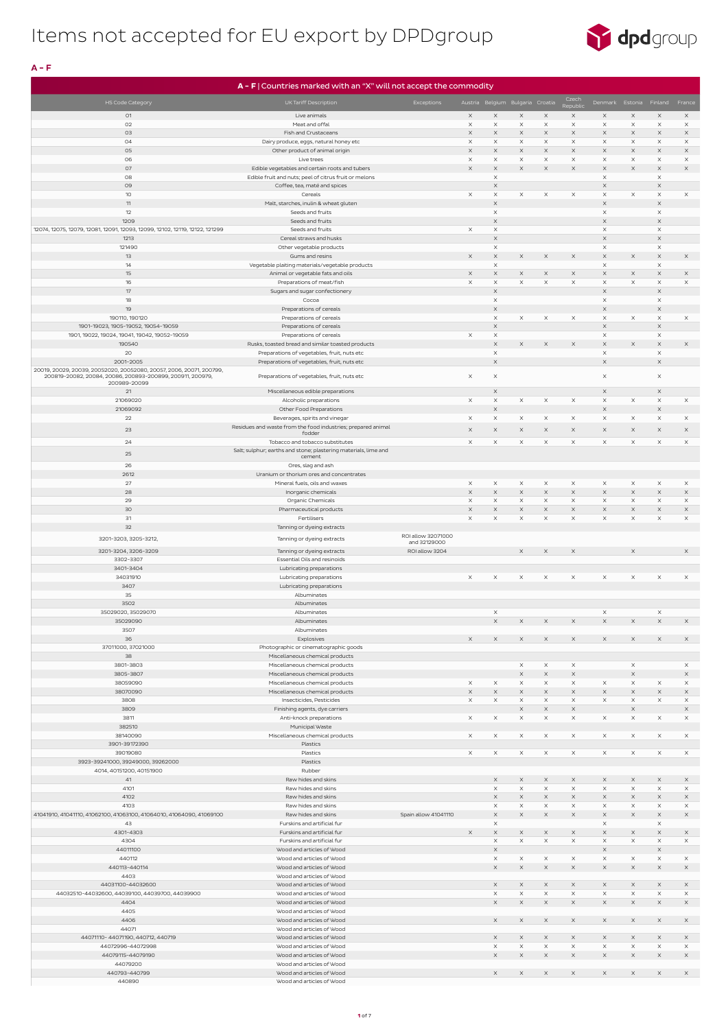# Items not accepted for EU export by DPDgroup

**A – F**

| **A – F** \| Countries marked with an "X" will not accept the commodity | | | | | | | | | | | |
|---|---|---|---|---|---|---|---|---|---|---|---|
| HS Code Category | UK Tariff Description | Exceptions | Austria | Belgium | Bulgaria | Croatia | Czech Republic | Denmark | Estonia | Finland | France |
| 01 | Live animals | | X | X | X | X | X | X | X | X | X |
| 02 | Meat and offal | | X | X | X | X | X | X | X | X | X |
| 03 | Fish and Crustaceans | | X | X | X | X | X | X | X | X | X |
| 04 | Dairy produce, eggs, natural honey etc | | X | X | X | X | X | X | X | X | X |
| 05 | Other product of animal origin | | X | X | X | X | X | X | X | X | X |
| 06 | Live trees | | X | X | X | X | X | X | X | X | X |
| 07 | Edible vegetables and certain roots and tubers | | X | X | X | X | X | X | X | X | X |
| 08 | Edible fruit and nuts; peel of citrus fruit or melons | | | X | | | | X | | X | |
| 09 | Coffee, tea, maté and spices | | | X | | | | X | | X | |
| 10 | Cereals | | X | X | X | X | X | X | X | X | X |
| 11 | Malt, starches, inulin & wheat gluten | | | X | | | | X | | X | |
| 12 | Seeds and fruits | | | X | | | | X | | X | |
| 1209 | Seeds and fruits | | | X | | | | X | | X | |
| 12074, 12075, 12079, 12081, 12091, 12093, 12099, 12102, 12119, 12122, 121299 | Seeds and fruits | | X | X | | | | X | | X | |
| 1213 | Cereal straws and husks | | | X | | | | X | | X | |
| 121490 | Other vegetable products | | | X | | | | X | | X | |
| 13 | Gums and resins | | X | X | X | X | X | X | X | X | X |
| 14 | Vegetable plaiting materials/vegetable products | | | X | | | | X | | X | |
| 15 | Animal or vegetable fats and oils | | X | X | X | X | X | X | X | X | X |
| 16 | Preparations of meat/fish | | X | X | X | X | X | X | X | X | X |
| 17 | Sugars and sugar confectionery | | | X | | | | X | | X | |
| 18 | Cocoa | | | X | | | | X | | X | |
| 19 | Preparations of cereals | | | X | | | | X | | X | |
| 190110, 190120 | Preparations of cereals | | | X | X | X | X | X | X | X | X |
| 1901-19023, 1905-19052, 19054-19059 | Preparations of cereals | | | X | | | | X | | X | |
| 1901, 19022, 19024, 19041, 19042, 19052-19059 | Preparations of cereals | | X | X | | | | X | | X | |
| 190540 | Rusks, toasted bread and similar toasted products | | | X | X | X | X | X | X | X | X |
| 20 | Preparations of vegetables, fruit, nuts etc | | | X | | | | X | | X | |
| 2001-2005 | Preparations of vegetables, fruit, nuts etc | | | X | | | | X | | X | |
| 20019, 20029, 20039, 20052020, 20052080, 20057, 2006, 20071, 200799, 200819-20082, 20084, 20086, 200893-200899, 200911, 200979, 200989-20099 | Preparations of vegetables, fruit, nuts etc | | X | X | | | | X | | X | |
| 21 | Miscellaneous edible preparations | | | X | | | | X | | X | |
| 21069020 | Alcoholic preparations | | X | X | X | X | X | X | X | X | X |
| 21069092 | Other Food Preparations | | | X | | | | X | | X | |
| 22 | Beverages, spirits and vinegar | | X | X | X | X | X | X | X | X | X |
| 23 | Residues and waste from the food industries; prepared animal fodder | | X | X | X | X | X | X | X | X | X |
| 24 | Tobacco and tobacco substitutes | | X | X | X | X | X | X | X | X | X |
| 25 | Salt; sulphur; earths and stone; plastering materials, lime and cement | | | | | | | | | | |
| 26 | Ores, slag and ash | | | | | | | | | | |
| 2612 | Uranium or thorium ores and concentrates | | | | | | | | | | |
| 27 | Mineral fuels, oils and waxes | | X | X | X | X | X | X | X | X | X |
| 28 | Inorganic chemicals | | X | X | X | X | X | X | X | X | X |
| 29 | Organic Chemicals | | X | X | X | X | X | X | X | X | X |
| 30 | Pharmaceutical products | | X | X | X | X | X | X | X | X | X |
| 31 | Fertilisers | | X | X | X | X | X | X | X | X | X |
| 32 | Tanning or dyeing extracts | | | | | | | | | | |
| 3201-3203, 3205-3212, | Tanning or dyeing extracts | ROI allow 32071000 and 32129000 | | | | | | | | | |
| 3201-3204, 3206-3209 | Tanning or dyeing extracts | ROI allow 3204 | | | X | X | X | | X | | X |
| 3302-3307 | Essential Oils and resinoids | | | | | | | | | | |
| 3401-3404 | Lubricating preparations | | | | | | | | | | |
| 34031910 | Lubricating preparations | | X | X | X | X | X | X | X | X | X |
| 3407 | Lubricating preparations | | | | | | | | | | |
| 35 | Albuminates | | | | | | | | | | |
| 3502 | Albuminates | | | | | | | | | | |
| 35029020, 35029070 | Albuminates | | | X | | | | X | | X | |
| 35029090 | Albuminates | | | X | X | X | X | X | X | X | X |
| 3507 | Albuminates | | | | | | | | | | |
| 36 | Explosives | | X | X | X | X | X | X | X | X | X |
| 37011000, 37021000 | Photographic or cinematographic goods | | | | | | | | | | |
| 38 | Miscellaneous chemical products | | | | | | | | | | |
| 3801-3803 | Miscellaneous chemical products | | | | X | X | X | | X | | X |
| 3805-3807 | Miscellaneous chemical products | | | | X | X | X | | X | | X |
| 38059090 | Miscellaneous chemical products | | X | X | X | X | X | X | X | X | X |
| 38070090 | Miscellaneous chemical products | | X | X | X | X | X | X | X | X | X |
| 3808 | Insecticides, Pesticides | | X | X | X | X | X | X | X | X | X |
| 3809 | Finishing agents, dye carriers | | | | X | X | X | | X | | X |
| 3811 | Anti-knock preparations | | X | X | X | X | X | X | X | X | X |
| 382510 | Municipal Waste | | | | | | | | | | |
| 38140090 | Miscellaneous chemical products | | X | X | X | X | X | X | X | X | X |
| 3901-39172390 | Plastics | | | | | | | | | | |
| 39019080 | Plastics | | X | X | X | X | X | X | X | X | X |
| 3923-39241000, 39249000, 39262000 | Plastics | | | | | | | | | | |
| 4014, 40151200, 40151900 | Rubber | | | | | | | | | | |
| 41 | Raw hides and skins | | | X | X | X | X | X | X | X | X |
| 4101 | Raw hides and skins | | | X | X | X | X | X | X | X | X |
| 4102 | Raw hides and skins | | | X | X | X | X | X | X | X | X |
| 4103 | Raw hides and skins | | | X | X | X | X | X | X | X | X |
| 41041910, 41041110, 41062100, 41063100, 41064010, 41064090, 41069100 | Raw hides and skins | Spain allow 41041110 | | X | X | X | X | X | X | X | X |
| 43 | Furskins and artificial fur | | | X | | | | X | | X | |
| 4301-4303 | Furskins and artificial fur | | X | X | X | X | X | X | X | X | X |
| 4304 | Furskins and artificial fur | | | X | X | X | X | X | X | X | X |
| 44011100 | Wood and articles of Wood | | | X | | | | X | | X | |
| 440112 | Wood and articles of Wood | | | X | X | X | X | X | X | X | X |
| 440113-440114 | Wood and articles of Wood | | | X | X | X | X | X | X | X | X |
| 4403 | Wood and articles of Wood | | | | | | | | | | |
| 44031100-44032600 | Wood and articles of Wood | | | X | X | X | X | X | X | X | X |
| 44032510-44032600, 44039100, 44039700, 44039900 | Wood and articles of Wood | | | X | X | X | X | X | X | X | X |
| 4404 | Wood and articles of Wood | | | X | X | X | X | X | X | X | X |
| 4405 | Wood and articles of Wood | | | | | | | | | | |
| 4406 | Wood and articles of Wood | | | X | X | X | X | X | X | X | X |
| 44071 | Wood and articles of Wood | | | | | | | | | | |
| 44071110- 44071190, 440712, 440719 | Wood and articles of Wood | | | X | X | X | X | X | X | X | X |
| 44072996-44072998 | Wood and articles of Wood | | | X | X | X | X | X | X | X | X |
| 44079115-44079190 | Wood and articles of Wood | | | X | X | X | X | X | X | X | X |
| 44079200 | Wood and articles of Wood | | | | | | | | | | |
| 440793-440799 | Wood and articles of Wood | | | X | X | X | X | X | X | X | X |
| 440890 | Wood and articles of Wood | | | | | | | | | | |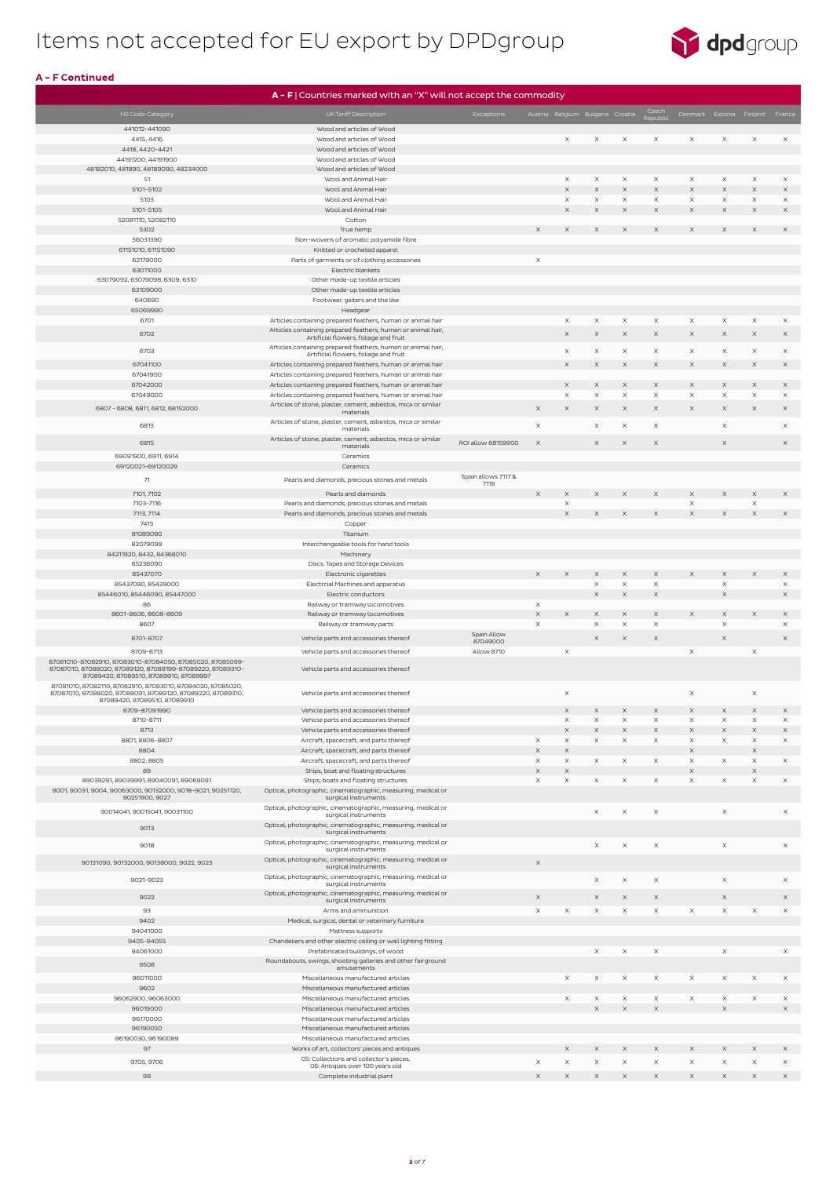# Items not accepted for EU export by DPDgroup

### A – F Continued

**A – F** | Countries marked with an "X" will not accept the commodity

| HS Code Category | UK Tariff Description | Exceptions | Austria | Belgium | Bulgaria | Croatia | Czech Republic | Denmark | Estonia | Finland | France |
|---|---|---|---|---|---|---|---|---|---|---|---|
| 441012-441090 | Wood and articles of Wood | | | | | | | | | | |
| 4415, 4416 | Wood and articles of Wood | | | X | X | X | X | X | X | X | X |
| 4418, 4420-4421 | Wood and articles of Wood | | | | | | | | | | |
| 44191200, 44191900 | Wood and articles of Wood | | | | | | | | | | |
| 48182010, 481890, 48189090, 48234000 | Wood and articles of Wood | | | | | | | | | | |
| 51 | Wool and Animal Hair | | | X | X | X | X | X | X | X | X |
| 5101-5102 | Wool and Animal Hair | | | X | X | X | X | X | X | X | X |
| 5103 | Wool and Animal Hair | | | X | X | X | X | X | X | X | X |
| 5101-5105 | Wool and Animal Hair | | | X | X | X | X | X | X | X | X |
| 52081110, 52082110 | Cotton | | | | | | | | | | |
| 5302 | True hemp | | X | X | X | X | X | X | X | X | X |
| 56031390 | Non-wovens of aromatic polyamide fibre | | | | | | | | | | |
| 61151010, 61151090 | Knitted or crocheted apparel | | | | | | | | | | |
| 62179000 | Parts of garments or of clothing accessories | | X | | | | | | | | |
| 63011000 | Electric blankets | | | | | | | | | | |
| 63079092, 63079098, 6309, 6310 | Other made-up textile articles | | | | | | | | | | |
| 63109000 | Other made-up textile articles | | | | | | | | | | |
| 640690 | Footwear, gaiters and the like | | | | | | | | | | |
| 65069990 | Headgear | | | | | | | | | | |
| 6701 | Articles containing prepared feathers, human or animal hair | | | X | X | X | X | X | X | X | X |
| 6702 | Articles containing prepared feathers, human or animal hair, Artificial flowers, foliage and fruit | | | X | X | X | X | X | X | X | X |
| 6703 | Articles containing prepared feathers, human or animal hair, Artificial flowers, foliage and fruit | | | X | X | X | X | X | X | X | X |
| 67041100 | Articles containing prepared feathers, human or animal hair | | | X | X | X | X | X | X | X | X |
| 67041900 | Articles containing prepared feathers, human or animal hair | | | | | | | | | | |
| 67042000 | Articles containing prepared feathers, human or animal hair | | | X | X | X | X | X | X | X | X |
| 67049000 | Articles containing prepared feathers, human or animal hair | | | X | X | X | X | X | X | X | X |
| 6807 - 6808, 6811, 6812, 68152000 | Articles of stone, plaster, cement, asbestos, mica or similar materials | | X | X | X | X | X | X | X | X | X |
| 6813 | Articles of stone, plaster, cement, asbestos, mica or similar materials | | X | | X | X | X | | X | | X |
| 6815 | Articles of stone, plaster, cement, asbestos, mica or similar materials | ROI allow 68159900 | X | | X | X | X | | X | | X |
| 69091900, 6911, 6914 | Ceramics | | | | | | | | | | |
| 69120021-69120029 | Ceramics | | | | | | | | | | |
| 71 | Pearls and diamonds, precious stones and metals | Spain allows 7117 & 7118 | | | | | | | | | |
| 7101, 7102 | Pearls and diamonds | | X | X | X | X | X | X | X | X | X |
| 7103-7116 | Pearls and diamonds, precious stones and metals | | | X | | | | X | | X | |
| 7113, 7114 | Pearls and diamonds, precious stones and metals | | | X | X | X | X | X | X | X | X |
| 7415 | Copper | | | | | | | | | | |
| 81089090 | Titanium | | | | | | | | | | |
| 82079099 | Interchangeable tools for hand tools | | | | | | | | | | |
| 84211920, 8432, 84368010 | Machinery | | | | | | | | | | |
| 85238090 | Discs. Tapes and Storage Devices | | | | | | | | | | |
| 85437070 | Electronic cigarettes | | X | X | X | X | X | X | X | X | X |
| 85437090, 85439000 | Electrcial Machines and apparatus | | | | X | X | X | | X | | X |
| 85446010, 85446090, 85447000 | Electric conductors | | | | X | X | X | | X | | X |
| 86 | Railway or tramway locomotives | | X | | | | | | | | |
| 8601-8606, 8608-8609 | Railway or tramway locomotives | | X | X | X | X | X | X | X | X | X |
| 8607 | Railway or tramway parts | | X | | X | X | X | | X | | X |
| 8701-8707 | Vehicle parts and accessories thereof | Spain Allow 87049000 | | | X | X | X | | X | | X |
| 8709-8713 | Vehicle parts and accessories thereof | Allow 8710 | | X | | | | X | | X | |
| 87081010-87082910, 87083010-87084050, 87085020, 87085099-87087010, 87088020, 87089120, 87089199-87089220, 87089310-87089420, 87089510, 87089910, 87089997 | Vehicle parts and accessories thereof | | | | | | | | | | |
| 87081010, 87082110, 87082910, 87083010, 87084020, 87085020, 87087010, 87088020, 87088091, 87089120, 87089220, 87089310, 87089420, 87089510, 87089910 | Vehicle parts and accessories thereof | | | X | | | | X | | X | |
| 8709-87091990 | Vehicle parts and accessories thereof | | | X | X | X | X | X | X | X | X |
| 8710-8711 | Vehicle parts and accessories thereof | | | X | X | X | X | X | X | X | X |
| 8713 | Vehicle parts and accessories thereof | | | X | X | X | X | X | X | X | X |
| 8801, 8806-8807 | Aircraft, spacecraft, and parts thereof | | X | X | X | X | X | X | X | X | X |
| 8804 | Aircraft, spacecraft, and parts thereof | | X | X | | | | X | | X | |
| 8802, 8805 | Aircraft, spacecraft, and parts thereof | | X | X | X | X | X | X | X | X | X |
| 89 | Ships, boat and floating structures | | X | X | | | | X | | X | |
| 89039291, 89039991, 89040091, 89069091 | Ships, boats and floating structures | | X | X | X | X | X | X | X | X | X |
| 9001, 90031, 9004, 90063000, 90132000, 9018-9021, 90251120, 90251900, 9027 | Optical, photographic, cinematographic, measuring, medical or surgical instruments | | | | | | | | | | |
| 90014041, 90015041, 90031100 | Optical, photographic, cinematographic, measuring, medical or surgical instruments | | | | X | X | X | | X | | X |
| 9013 | Optical, photographic, cinematographic, measuring, medical or surgical instruments | | | | | | | | | | |
| 9018 | Optical, photographic, cinematographic, measuring, medical or surgical instruments | | | | X | X | X | | X | | X |
| 90131090, 90132000, 90138000, 9022, 9023 | Optical, photographic, cinematographic, measuring, medical or surgical instruments | | X | | | | | | | | |
| 9021-9023 | Optical, photographic, cinematographic, measuring, medical or surgical instruments | | | | X | X | X | | X | | X |
| 9022 | Optical, photographic, cinematographic, measuring, medical or surgical instruments | | X | | X | X | X | | X | | X |
| 93 | Arms and ammunition | | X | X | X | X | X | X | X | X | X |
| 9402 | Medical, surgical, dental or veterinary furniture | | | | | | | | | | |
| 94041000 | Mattress supports | | | | | | | | | | |
| 9405-94055 | Chandeliers and other electric ceiling or wall lighting fitting | | | | | | | | | | |
| 94061000 | Prefabricated buildings, of wood | | | | X | X | X | | X | | X |
| 9508 | Roundabouts, swings, shooting galleries and other fairground amusements | | | | | | | | | | |
| 96011000 | Miscellaneous manufactured articles | | | X | X | X | X | X | X | X | X |
| 9602 | Miscellaneous manufactured articles | | | | | | | | | | |
| 96062900, 96063000 | Miscellaneous manufactured articles | | | X | X | X | X | X | X | X | X |
| 96019000 | Miscellaneous manufactured articles | | | | X | X | X | | X | | X |
| 96170000 | Miscellaneous manufactured articles | | | | | | | | | | |
| 96190050 | Miscellaneous manufactured articles | | | | | | | | | | |
| 96190030, 96190089 | Miscellaneous manufactured articles | | | | | | | | | | |
| 97 | Works of art, collectors' pieces and antiques | | | X | X | X | X | X | X | X | X |
| 9705, 9706 | 05: Collections and collector's pieces, 06: Antiques over 100 years old | | X | X | X | X | X | X | X | X | X |
| 98 | Complete industrial plant | | X | X | X | X | X | X | X | X | X |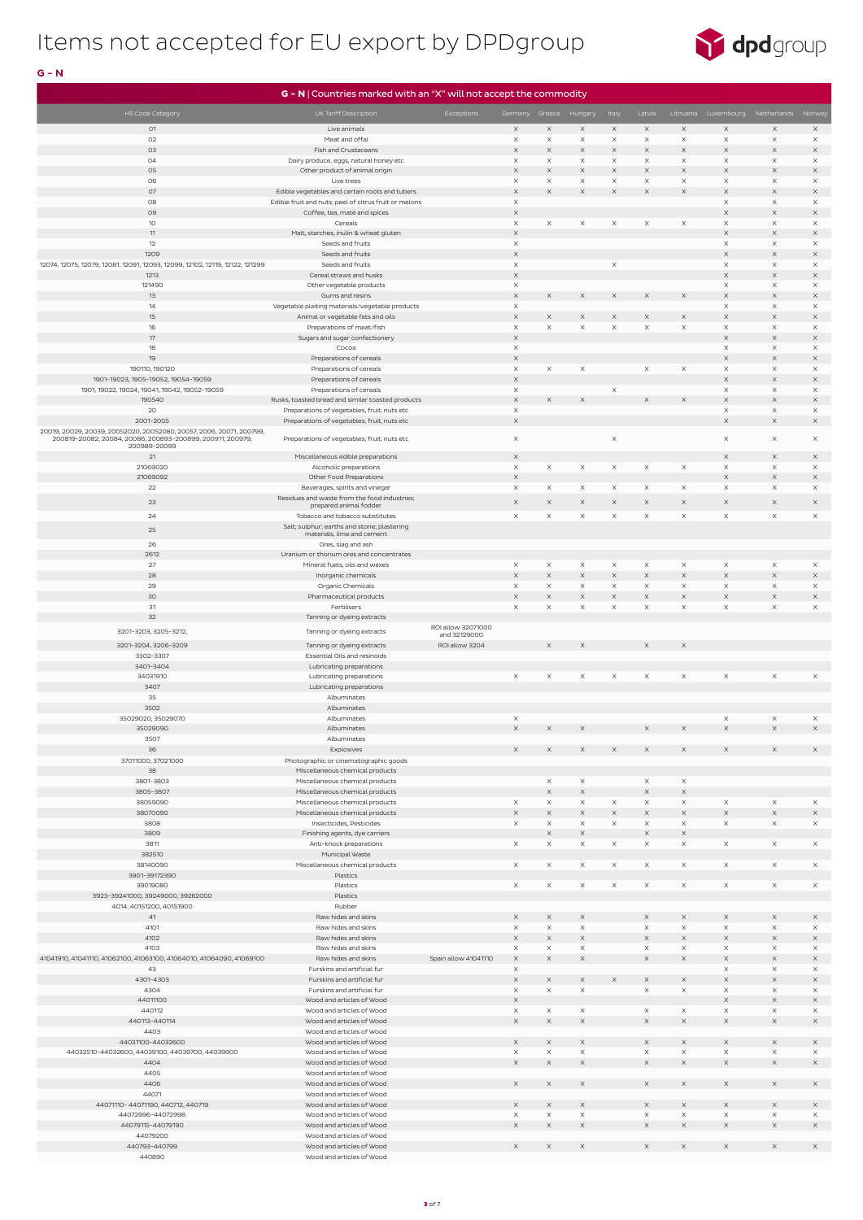# Items not accepted for EU export by DPDgroup

**G – N**

| HS Code Category | UK Tariff Description | Exceptions | Germany | Greece | Hungary | Italy | Latvia | Lithuania | Luxembourg | Netherlands | Norway |
|---|---|---|---|---|---|---|---|---|---|---|---|
| 01 | Live animals | | X | X | X | X | X | X | X | X | X |
| 02 | Meat and offal | | X | X | X | X | X | X | X | X | X |
| 03 | Fish and Crustaceans | | X | X | X | X | X | X | X | X | X |
| 04 | Dairy produce, eggs, natural honey etc | | X | X | X | X | X | X | X | X | X |
| 05 | Other product of animal origin | | X | X | X | X | X | X | X | X | X |
| 06 | Live trees | | X | X | X | X | X | X | X | X | X |
| 07 | Edible vegetables and certain roots and tubers | | X | X | X | X | X | X | X | X | X |
| 08 | Edible fruit and nuts; peel of citrus fruit or melons | | X | | | | | | X | X | X |
| 09 | Coffee, tea, maté and spices | | X | | | | | | X | X | X |
| 10 | Cereals | | X | X | X | X | X | X | X | X | X |
| 11 | Malt, starches, inulin & wheat gluten | | X | | | | | | X | X | X |
| 12 | Seeds and fruits | | X | | | | | | X | X | X |
| 1209 | Seeds and fruits | | X | | | | | | X | X | X |
| 12074, 12075, 12079, 12081, 12091, 12093, 12099, 12102, 12119, 12122, 121299 | Seeds and fruits | | X | | | X | | | X | X | X |
| 1213 | Cereal straws and husks | | X | | | | | | X | X | X |
| 121490 | Other vegetable products | | X | | | | | | X | X | X |
| 13 | Gums and resins | | X | X | X | X | X | X | X | X | X |
| 14 | Vegetable plaiting materials/vegetable products | | X | | | | | | X | X | X |
| 15 | Animal or vegetable fats and oils | | X | X | X | X | X | X | X | X | X |
| 16 | Preparations of meat/fish | | X | X | X | X | X | X | X | X | X |
| 17 | Sugars and sugar confectionery | | X | | | | | | X | X | X |
| 18 | Cocoa | | X | | | | | | X | X | X |
| 19 | Preparations of cereals | | X | | | | | | X | X | X |
| 190110, 190120 | Preparations of cereals | | X | X | X | | X | X | X | X | X |
| 1901-19023, 1905-19052, 19054-19059 | Preparations of cereals | | X | | | | | | X | X | X |
| 1901, 19022, 19024, 19041, 19042, 19052-19059 | Preparations of cereals | | X | | | X | | | X | X | X |
| 190540 | Rusks, toasted bread and similar toasted products | | X | X | X | | X | X | X | X | X |
| 20 | Preparations of vegetables, fruit, nuts etc | | X | | | | | | X | X | X |
| 2001-2005 | Preparations of vegetables, fruit, nuts etc | | X | | | | | | X | X | X |
| 20019, 20029, 20039, 20052020, 20052080, 20057, 2006, 20071, 200799, 200819-20082, 20084, 20086, 200893-200899, 200911, 200979, 200989-20099 | Preparations of vegetables, fruit, nuts etc | | X | | | X | | | X | X | X |
| 21 | Miscellaneous edible preparations | | X | | | | | | X | X | X |
| 21069020 | Alcoholic preparations | | X | X | X | X | X | X | X | X | X |
| 21069092 | Other Food Preparations | | X | | | | | | X | X | X |
| 22 | Beverages, spirits and vinegar | | X | X | X | X | X | X | X | X | X |
| 23 | Residues and waste from the food industries; prepared animal fodder | | X | X | X | X | X | X | X | X | X |
| 24 | Tobacco and tobacco substitutes | | X | X | X | X | X | X | X | X | X |
| 25 | Salt; sulphur; earths and stone; plastering materials, lime and cement | | | | | | | | | | |
| 26 | Ores, slag and ash | | | | | | | | | | |
| 2612 | Uranium or thorium ores and concentrates | | | | | | | | | | |
| 27 | Mineral fuels, oils and waxes | | X | X | X | X | X | X | X | X | X |
| 28 | Inorganic chemicals | | X | X | X | X | X | X | X | X | X |
| 29 | Organic Chemicals | | X | X | X | X | X | X | X | X | X |
| 30 | Pharmaceutical products | | X | X | X | X | X | X | X | X | X |
| 31 | Fertilisers | | X | X | X | X | X | X | X | X | X |
| 32 | Tanning or dyeing extracts | | | | | | | | | | |
| 3201-3203, 3205-3212, | Tanning or dyeing extracts | ROI allow 32071000 and 32129000 | | | | | | | | | |
| 3201-3204, 3206-3209 | Tanning or dyeing extracts | ROI allow 3204 | | X | X | | X | X | | | |
| 3302-3307 | Essential Oils and resinoids | | | | | | | | | | |
| 3401-3404 | Lubricating preparations | | | | | | | | | | |
| 34031910 | Lubricating preparations | | X | X | X | X | X | X | X | X | X |
| 3407 | Lubricating preparations | | | | | | | | | | |
| 35 | Albuminates | | | | | | | | | | |
| 3502 | Albuminates | | | | | | | | | | |
| 35029020, 35029070 | Albuminates | | X | | | | | | X | X | X |
| 35029090 | Albuminates | | X | X | X | | X | X | X | X | X |
| 3507 | Albuminates | | | | | | | | | | |
| 36 | Explosives | | X | X | X | X | X | X | X | X | X |
| 37011000, 37021000 | Photographic or cinematographic goods | | | | | | | | | | |
| 38 | Miscellaneous chemical products | | | | | | | | | | |
| 3801-3803 | Miscellaneous chemical products | | | X | X | | X | X | | | |
| 3805-3807 | Miscellaneous chemical products | | | X | X | | X | X | | | |
| 38059090 | Miscellaneous chemical products | | X | X | X | X | X | X | X | X | X |
| 38070090 | Miscellaneous chemical products | | X | X | X | X | X | X | X | X | X |
| 3808 | Insecticides, Pesticides | | X | X | X | X | X | X | X | X | X |
| 3809 | Finishing agents, dye carriers | | | X | X | | X | X | | | |
| 3811 | Anti-knock preparations | | X | X | X | X | X | X | X | X | X |
| 382510 | Municipal Waste | | | | | | | | | | |
| 38140090 | Miscellaneous chemical products | | X | X | X | X | X | X | X | X | X |
| 3901-39172390 | Plastics | | | | | | | | | | |
| 39019080 | Plastics | | X | X | X | X | X | X | X | X | X |
| 3923-39241000, 39249000, 39262000 | Plastics | | | | | | | | | | |
| 4014, 40151200, 40151900 | Rubber | | | | | | | | | | |
| 41 | Raw hides and skins | | X | X | X | | X | X | X | X | X |
| 4101 | Raw hides and skins | | X | X | X | | X | X | X | X | X |
| 4102 | Raw hides and skins | | X | X | X | | X | X | X | X | X |
| 4103 | Raw hides and skins | | X | X | X | | X | X | X | X | X |
| 41041910, 41041110, 41062100, 41063100, 41064010, 41064090, 41069100 | Raw hides and skins | Spain allow 41041110 | X | X | X | | X | X | X | X | X |
| 43 | Furskins and artificial fur | | X | | | | | | X | X | X |
| 4301-4303 | Furskins and artificial fur | | X | X | X | X | X | X | X | X | X |
| 4304 | Furskins and artificial fur | | X | X | X | | X | X | X | X | X |
| 44011100 | Wood and articles of Wood | | X | | | | | | X | X | X |
| 440112 | Wood and articles of Wood | | X | X | X | | X | X | X | X | X |
| 440113-440114 | Wood and articles of Wood | | X | X | X | | X | X | X | X | X |
| 4403 | Wood and articles of Wood | | | | | | | | | | |
| 44031100-44032600 | Wood and articles of Wood | | X | X | X | | X | X | X | X | X |
| 44032510-44032600, 44039100, 44039700, 44039900 | Wood and articles of Wood | | X | X | X | | X | X | X | X | X |
| 4404 | Wood and articles of Wood | | X | X | X | | X | X | X | X | X |
| 4405 | Wood and articles of Wood | | | | | | | | | | |
| 4406 | Wood and articles of Wood | | X | X | X | | X | X | X | X | X |
| 44071 | Wood and articles of Wood | | | | | | | | | | |
| 44071110- 44071190, 440712, 440719 | Wood and articles of Wood | | X | X | X | | X | X | X | X | X |
| 44072996-44072998 | Wood and articles of Wood | | X | X | X | | X | X | X | X | X |
| 44079115-44079190 | Wood and articles of Wood | | X | X | X | | X | X | X | X | X |
| 44079200 | Wood and articles of Wood | | | | | | | | | | |
| 440793-440799 | Wood and articles of Wood | | X | X | X | | X | X | X | X | X |
| 440890 | Wood and articles of Wood | | | | | | | | | | |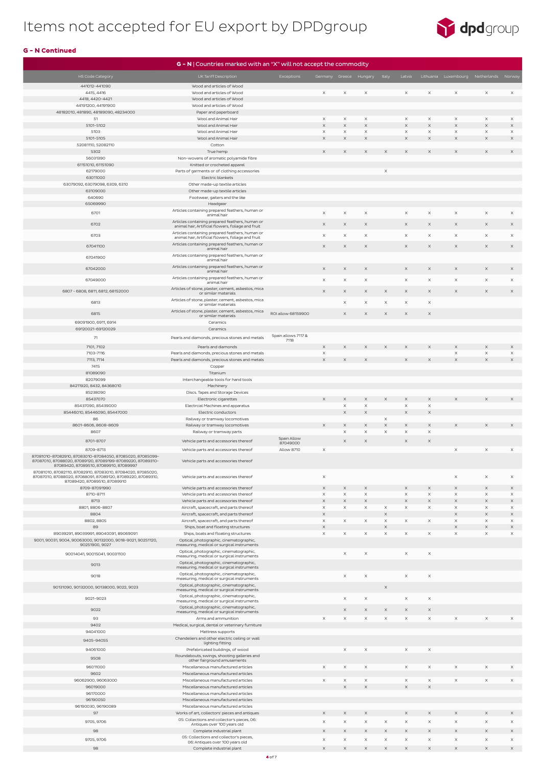# Items not accepted for EU export by DPDgroup

**G - N Continued**

| HS Code Category | UK Tariff Description | Exceptions | Germany | Greece | Hungary | Italy | Latvia | Lithuania | Luxembourg | Netherlands | Norway |
|---|---|---|---|---|---|---|---|---|---|---|---|
| **G - N** \| Countries marked with an "X" will not accept the commodity | | | | | | | | | | | |
| 441012-441090 | Wood and articles of Wood | | | | | | | | | | |
| 4415, 4416 | Wood and articles of Wood | | X | X | X | | X | X | X | X | X |
| 4418, 4420-4421 | Wood and articles of Wood | | | | | | | | | | |
| 44191200, 44191900 | Wood and articles of Wood | | | | | | | | | | |
| 48182010, 481890, 48189090, 48234000 | Paper and paperboard | | | | | | | | | | |
| 51 | Wool and Animal Hair | | X | X | X | | X | X | X | X | X |
| 5101-5102 | Wool and Animal Hair | | X | X | X | | X | X | X | X | X |
| 5103 | Wool and Animal Hair | | X | X | X | | X | X | X | X | X |
| 5101-5105 | Wool and Animal Hair | | X | X | X | | X | X | X | X | X |
| 52081110, 52082110 | Cotton | | | | | | | | | | |
| 5302 | True hemp | | X | X | X | X | X | X | X | X | X |
| 56031390 | Non-wovens of aromatic polyamide fibre | | | | | | | | | | |
| 61151010, 61151090 | Knitted or crocheted apparel | | | | | | | | | | |
| 62179000 | Parts of garments or of clothing accessories | | | | | X | | | | | |
| 63011000 | Electric blankets | | | | | | | | | | |
| 63079092, 63079098, 6309, 6310 | Other made-up textile articles | | | | | | | | | | |
| 63109000 | Other made-up textile articles | | | | | | | | | | |
| 640690 | Footwear, gaiters and the like | | | | | | | | | | |
| 65069990 | Headgear | | | | | | | | | | |
| 6701 | Articles containing prepared feathers, human or animal hair | | X | X | X | | X | X | X | X | X |
| 6702 | Articles containing prepared feathers, human or animal hair, Artificial flowers, foliage and fruit | | X | X | X | | X | X | X | X | X |
| 6703 | Articles containing prepared feathers, human or animal hair, Artificial flowers, foliage and fruit | | X | X | X | | X | X | X | X | X |
| 67041100 | Articles containing prepared feathers, human or animal hair | | X | X | X | | X | X | X | X | X |
| 67041900 | Articles containing prepared feathers, human or animal hair | | | | | | | | | | |
| 67042000 | Articles containing prepared feathers, human or animal hair | | X | X | X | | X | X | X | X | X |
| 67049000 | Articles containing prepared feathers, human or animal hair | | X | X | X | | X | X | X | X | X |
| 6807 - 6808, 6811, 6812, 68152000 | Articles of stone, plaster, cement, asbestos, mica or similar materials | | X | X | X | X | X | X | X | X | X |
| 6813 | Articles of stone, plaster, cement, asbestos, mica or similar materials | | | X | X | X | X | X | | | |
| 6815 | Articles of stone, plaster, cement, asbestos, mica or similar materials | ROI allow 68159900 | | X | X | X | X | X | | | |
| 69091900, 6911, 6914 | Ceramics | | | | | | | | | | |
| 69120021-69120029 | Ceramics | | | | | | | | | | |
| 71 | Pearls and diamonds, precious stones and metals | Spain allows 7117 & 7118 | | | | | | | | | |
| 7101, 7102 | Pearls and diamonds | | X | X | X | X | X | X | X | X | X |
| 7103-7116 | Pearls and diamonds, precious stones and metals | | X | | | | | | X | X | X |
| 7113, 7114 | Pearls and diamonds, precious stones and metals | | X | X | X | | X | X | X | X | X |
| 7415 | Copper | | | | | | | | | | |
| 81089090 | Titanium | | | | | | | | | | |
| 82079099 | Interchangeable tools for hand tools | | | | | | | | | | |
| 84211920, 8432, 84368010 | Machinery | | | | | | | | | | |
| 85238090 | Discs. Tapes and Storage Devices | | | | | | | | | | |
| 85437070 | Electronic cigarettes | | X | X | X | X | X | X | X | X | X |
| 85437090, 85439000 | Electrcial Machines and apparatus | | | X | X | | X | X | | | |
| 85446010, 85446090, 85447000 | Electric conductors | | | X | X | | X | X | | | |
| 86 | Railway or tramway locomotives | | | | | X | | | | | |
| 8601-8606, 8608-8609 | Railway or tramway locomotives | | X | X | X | X | X | X | X | X | X |
| 8607 | Railway or tramway parts | | | X | X | X | X | X | | | |
| 8701-8707 | Vehicle parts and accessories thereof | Spain Allow 87049000 | | X | X | | X | X | | | |
| 8709-8713 | Vehicle parts and accessories thereof | Allow 8710 | X | | | | | | X | X | X |
| 87081010-87082910, 87083010-87084050, 87085020, 87085099-87087010, 87088020, 87089199-87089220, 87089310-87089420, 87089510, 87089910, 87089997 | Vehicle parts and accessories thereof | | | | | | | | | | |
| 87081010, 87082110, 87082910, 87083010, 87084020, 87085020, 87087010, 87088020, 87088091, 87089120, 87089220, 87089310, 87089420, 87089510, 87089910 | Vehicle parts and accessories thereof | | X | | | | | | X | X | X |
| 8709-87091990 | Vehicle parts and accessories thereof | | X | X | X | | X | X | X | X | X |
| 8710-8711 | Vehicle parts and accessories thereof | | X | X | X | | X | X | X | X | X |
| 8713 | Vehicle parts and accessories thereof | | X | X | X | | X | X | X | X | X |
| 8801, 8806-8807 | Aircraft, spacecraft, and parts thereof | | X | X | X | X | X | X | X | X | X |
| 8804 | Aircraft, spacecraft, and parts thereof | | X | | | X | | | X | X | X |
| 8802, 8805 | Aircraft, spacecraft, and parts thereof | | X | X | X | X | X | X | X | X | X |
| 89 | Ships, boat and floating structures | | X | | | X | | | X | X | X |
| 89039291, 89039991, 89040091, 89069091 | Ships, boats and floating structures | | X | X | X | X | X | X | X | X | X |
| 9001, 90031, 9004, 90063000, 90132000, 9018-9021, 90251120, 90251900, 9027 | Optical, photographic, cinematographic, measuring, medical or surgical instruments | | | | | | | | | | |
| 90014041, 90015041, 90031100 | Optical, photographic, cinematographic, measuring, medical or surgical instruments | | | X | X | | X | X | | | |
| 9013 | Optical, photographic, cinematographic, measuring, medical or surgical instruments | | | | | | | | | | |
| 9018 | Optical, photographic, cinematographic, measuring, medical or surgical instruments | | | X | X | | X | X | | | |
| 90131090, 90132000, 90138000, 9022, 9023 | Optical, photographic, cinematographic, measuring, medical or surgical instruments | | | | | X | | | | | |
| 9021-9023 | Optical, photographic, cinematographic, measuring, medical or surgical instruments | | | X | X | | X | X | | | |
| 9022 | Optical, photographic, cinematographic, measuring, medical or surgical instruments | | | X | X | X | X | X | | | |
| 93 | Arms and ammunition | | X | X | X | X | X | X | X | X | X |
| 9402 | Medical, surgical, dental or veterinary furniture | | | | | | | | | | |
| 94041000 | Mattress supports | | | | | | | | | | |
| 9405-94055 | Chandeliers and other electric ceiling or wall lighting fitting | | | | | | | | | | |
| 94061000 | Prefabricated buildings, of wood | | | X | X | | X | X | | | |
| 9508 | Roundabouts, swings, shooting galleries and other fairground amusements | | | | | | | | | | |
| 96011000 | Miscellaneous manufactured articles | | X | X | X | | X | X | X | X | X |
| 9602 | Miscellaneous manufactured articles | | | | | | | | | | |
| 96062900, 96063000 | Miscellaneous manufactured articles | | X | X | X | | X | X | X | X | X |
| 96019000 | Miscellaneous manufactured articles | | | X | X | | X | X | | | |
| 96170000 | Miscellaneous manufactured articles | | | | | | | | | | |
| 96190050 | Miscellaneous manufactured articles | | | | | | | | | | |
| 96190030, 96190089 | Miscellaneous manufactured articles | | | | | | | | | | |
| 97 | Works of art, collectors' pieces and antiques | | X | X | X | | X | X | X | X | X |
| 9705, 9706 | 05: Collections and collector's pieces, 06: Antiques over 100 years old | | X | X | X | X | X | X | X | X | X |
| 98 | Complete industrial plant | | X | X | X | X | X | X | X | X | X |
| 9705, 9706 | 05: Collections and collector's pieces, 06: Antiques over 100 years old | | X | X | X | X | X | X | X | X | X |
| 98 | Complete industrial plant | | X | X | X | X | X | X | X | X | X |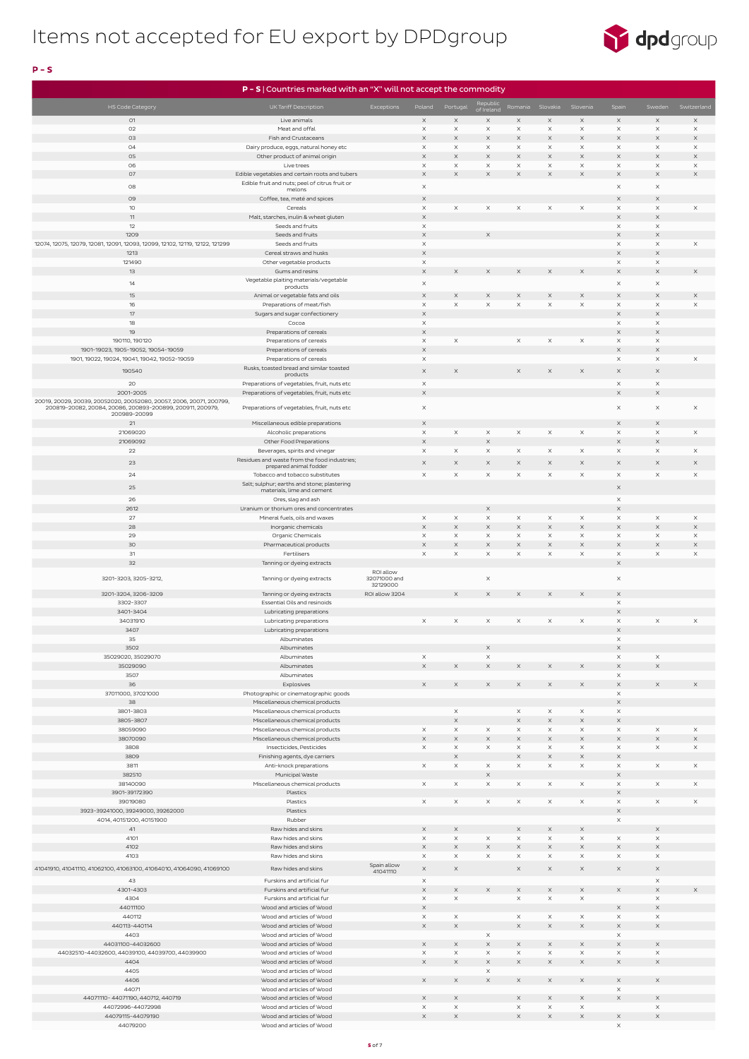# Items not accepted for EU export by DPDgroup

**P - S**

| P - S \| Countries marked with an "X" will not accept the commodity | | | | | | | | | | | |
|---|---|---|---|---|---|---|---|---|---|---|---|
| HS Code Category | UK Tariff Description | Exceptions | Poland | Portugal | Republic of Ireland | Romania | Slovakia | Slovenia | Spain | Sweden | Switzerland |
| 01 | Live animals | | X | X | X | X | X | X | X | X | X |
| 02 | Meat and offal | | X | X | X | X | X | X | X | X | X |
| 03 | Fish and Crustaceans | | X | X | X | X | X | X | X | X | X |
| 04 | Dairy produce, eggs, natural honey etc | | X | X | X | X | X | X | X | X | X |
| 05 | Other product of animal origin | | X | X | X | X | X | X | X | X | X |
| 06 | Live trees | | X | X | X | X | X | X | X | X | X |
| 07 | Edible vegetables and certain roots and tubers | | X | X | X | X | X | X | X | X | X |
| 08 | Edible fruit and nuts; peel of citrus fruit or melons | | X | | | | | | X | X | |
| 09 | Coffee, tea, maté and spices | | X | | | | | | X | X | |
| 10 | Cereals | | X | X | X | X | X | X | X | X | X |
| 11 | Malt, starches, inulin & wheat gluten | | X | | | | | | X | X | |
| 12 | Seeds and fruits | | X | | | | | | X | X | |
| 1209 | Seeds and fruits | | X | | X | | | | X | X | |
| 12074, 12075, 12079, 12081, 12091, 12093, 12099, 12102, 12119, 12122, 121299 | Seeds and fruits | | X | | | | | | X | X | X |
| 1213 | Cereal straws and husks | | X | | | | | | X | X | |
| 121490 | Other vegetable products | | X | | | | | | X | X | |
| 13 | Gums and resins | | X | X | X | X | X | X | X | X | X |
| 14 | Vegetable plaiting materials/vegetable products | | X | | | | | | X | X | |
| 15 | Animal or vegetable fats and oils | | X | X | X | X | X | X | X | X | X |
| 16 | Preparations of meat/fish | | X | X | X | X | X | X | X | X | X |
| 17 | Sugars and sugar confectionery | | X | | | | | | X | X | |
| 18 | Cocoa | | X | | | | | | X | X | |
| 19 | Preparations of cereals | | X | | | | | | X | X | |
| 190110, 190120 | Preparations of cereals | | X | X | | X | X | X | X | X | |
| 1901-19023, 1905-19052, 19054-19059 | Preparations of cereals | | X | | | | | | X | X | |
| 1901, 19022, 19024, 19041, 19042, 19052-19059 | Preparations of cereals | | X | | | | | | X | X | X |
| 190540 | Rusks, toasted bread and similar toasted products | | X | X | | X | X | X | X | X | |
| 20 | Preparations of vegetables, fruit, nuts etc | | X | | | | | | X | X | |
| 2001-2005 | Preparations of vegetables, fruit, nuts etc | | X | | | | | | X | X | |
| 20019, 20029, 20039, 20052020, 20052080, 20057, 2006, 20071, 200799, 200819-20082, 20084, 20086, 200893-200899, 200911, 200979, 200989-20099 | Preparations of vegetables, fruit, nuts etc | | X | | | | | | X | X | X |
| 21 | Miscellaneous edible preparations | | X | | | | | | X | X | |
| 21069020 | Alcoholic preparations | | X | X | X | X | X | X | X | X | X |
| 21069092 | Other Food Preparations | | X | | X | | | | X | X | |
| 22 | Beverages, spirits and vinegar | | X | X | X | X | X | X | X | X | X |
| 23 | Residues and waste from the food industries; prepared animal fodder | | X | X | X | X | X | X | X | X | X |
| 24 | Tobacco and tobacco substitutes | | X | X | X | X | X | X | X | X | X |
| 25 | Salt; sulphur; earths and stone; plastering materials, lime and cement | | | | | | | | X | | |
| 26 | Ores, slag and ash | | | | | | | | X | | |
| 2612 | Uranium or thorium ores and concentrates | | | | X | | | | X | | |
| 27 | Mineral fuels, oils and waxes | | X | X | X | X | X | X | X | X | X |
| 28 | Inorganic chemicals | | X | X | X | X | X | X | X | X | X |
| 29 | Organic Chemicals | | X | X | X | X | X | X | X | X | X |
| 30 | Pharmaceutical products | | X | X | X | X | X | X | X | X | X |
| 31 | Fertilisers | | X | X | X | X | X | X | X | X | X |
| 32 | Tanning or dyeing extracts | | | | | | | | X | | |
| 3201-3203, 3205-3212, | Tanning or dyeing extracts | ROI allow 32071000 and 32129000 | | | X | | | | X | | |
| 3201-3204, 3206-3209 | Tanning or dyeing extracts | ROI allow 3204 | | X | X | X | X | X | X | | |
| 3302-3307 | Essential Oils and resinoids | | | | | | | | X | | |
| 3401-3404 | Lubricating preparations | | | | | | | | X | | |
| 34031910 | Lubricating preparations | | X | X | X | X | X | X | X | X | X |
| 3407 | Lubricating preparations | | | | | | | | X | | |
| 35 | Albuminates | | | | | | | | X | | |
| 3502 | Albuminates | | | | X | | | | X | | |
| 35029020, 35029070 | Albuminates | | X | | X | | | | X | X | |
| 35029090 | Albuminates | | X | X | X | X | X | X | X | X | |
| 3507 | Albuminates | | | | | | | | X | | |
| 36 | Explosives | | X | X | X | X | X | X | X | X | X |
| 37011000, 37021000 | Photographic or cinematographic goods | | | | | | | | X | | |
| 38 | Miscellaneous chemical products | | | | | | | | X | | |
| 3801-3803 | Miscellaneous chemical products | | | X | | X | X | X | X | | |
| 3805-3807 | Miscellaneous chemical products | | | X | | X | X | X | X | | |
| 38059090 | Miscellaneous chemical products | | X | X | X | X | X | X | X | X | X |
| 38070090 | Miscellaneous chemical products | | X | X | X | X | X | X | X | X | X |
| 3808 | Insecticides, Pesticides | | X | X | X | X | X | X | X | X | X |
| 3809 | Finishing agents, dye carriers | | | X | | X | X | X | X | | |
| 3811 | Anti-knock preparations | | X | X | X | X | X | X | X | X | X |
| 382510 | Municipal Waste | | | | X | | | | X | | |
| 38140090 | Miscellaneous chemical products | | X | X | X | X | X | X | X | X | X |
| 3901-39172390 | Plastics | | | | | | | | X | | |
| 39019080 | Plastics | | X | X | X | X | X | X | X | X | X |
| 3923-39241000, 39249000, 39262000 | Plastics | | | | | | | | X | | |
| 4014, 40151200, 40151900 | Rubber | | | | | | | | X | | |
| 41 | Raw hides and skins | | X | X | | X | X | X | | X | |
| 4101 | Raw hides and skins | | X | X | X | X | X | X | X | X | |
| 4102 | Raw hides and skins | | X | X | X | X | X | X | X | X | |
| 4103 | Raw hides and skins | | X | X | X | X | X | X | X | X | |
| 41041910, 41041110, 41062100, 41063100, 41064010, 41064090, 41069100 | Raw hides and skins | Spain allow 41041110 | X | X | | X | X | X | X | X | |
| 43 | Furskins and artificial fur | | X | | | | | | | X | |
| 4301-4303 | Furskins and artificial fur | | X | X | X | X | X | X | X | X | X |
| 4304 | Furskins and artificial fur | | X | X | | X | X | X | | X | |
| 44011100 | Wood and articles of Wood | | X | | | | | | X | X | |
| 440112 | Wood and articles of Wood | | X | X | | X | X | X | X | X | |
| 440113-440114 | Wood and articles of Wood | | X | X | | X | X | X | X | X | |
| 4403 | Wood and articles of Wood | | | | X | | | | X | | |
| 44031100-44032600 | Wood and articles of Wood | | X | X | X | X | X | X | X | X | |
| 44032510-44032600, 44039100, 44039700, 44039900 | Wood and articles of Wood | | X | X | X | X | X | X | X | X | |
| 4404 | Wood and articles of Wood | | X | X | X | X | X | X | X | X | |
| 4405 | Wood and articles of Wood | | | | X | | | | X | | |
| 4406 | Wood and articles of Wood | | X | X | X | X | X | X | X | X | |
| 44071 | Wood and articles of Wood | | | | | | | | X | | |
| 44071110- 44071190, 440712, 440719 | Wood and articles of Wood | | X | X | | X | X | X | X | X | |
| 44072996-44072998 | Wood and articles of Wood | | X | X | | X | X | X | | X | |
| 44079115-44079190 | Wood and articles of Wood | | X | X | | X | X | X | X | X | |
| 44079200 | Wood and articles of Wood | | | | | | | | X | | |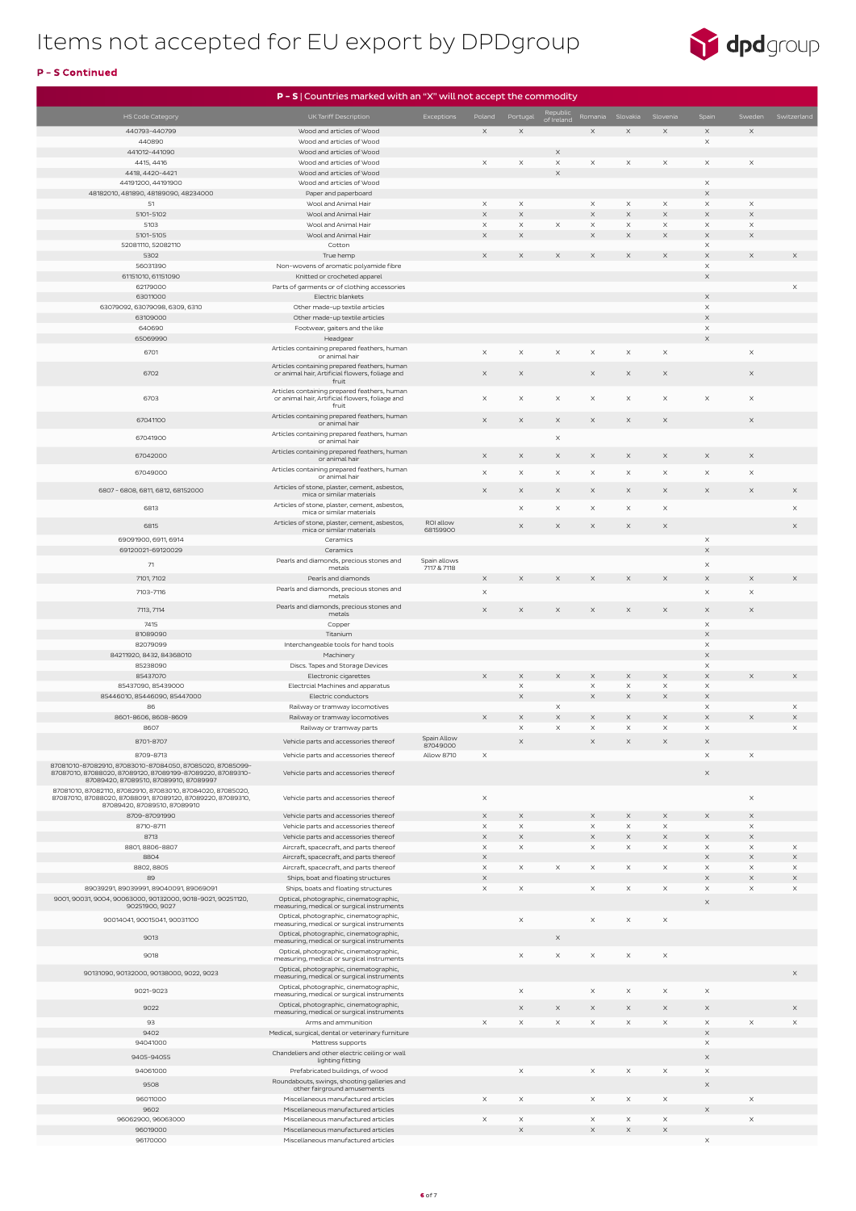# Items not accepted for EU export by DPDgroup

**P - S Continued**

| P – S \| Countries marked with an "X" will not accept the commodity | | | | | | | | | | | |
|---|---|---|---|---|---|---|---|---|---|---|---|
| HS Code Category | UK Tariff Description | Exceptions | Poland | Portugal | Republic of Ireland | Romania | Slovakia | Slovenia | Spain | Sweden | Switzerland |
| 440793-440799 | Wood and articles of Wood | | X | X | | X | X | X | X | X | |
| 440890 | Wood and articles of Wood | | | | | | | | X | | |
| 441012-441090 | Wood and articles of Wood | | | | X | | | | | | |
| 4415, 4416 | Wood and articles of Wood | | X | X | X | X | X | X | X | X | |
| 4418, 4420-4421 | Wood and articles of Wood | | | | X | | | | | | |
| 44191200, 44191900 | Wood and articles of Wood | | | | | | | | X | | |
| 48182010, 481890, 48189090, 48234000 | Paper and paperboard | | | | | | | | X | | |
| 51 | Wool and Animal Hair | | X | X | | X | X | X | X | X | |
| 5101-5102 | Wool and Animal Hair | | X | X | | X | X | X | X | X | |
| 5103 | Wool and Animal Hair | | X | X | X | X | X | X | X | X | |
| 5101-5105 | Wool and Animal Hair | | X | X | | X | X | X | X | X | |
| 52081110, 52082110 | Cotton | | | | | | | | X | | |
| 5302 | True hemp | | X | X | X | X | X | X | X | X | X |
| 56031390 | Non-wovens of aromatic polyamide fibre | | | | | | | | X | | |
| 61151010, 61151090 | Knitted or crocheted apparel | | | | | | | | X | | |
| 62179000 | Parts of garments or of clothing accessories | | | | | | | | | | X |
| 63011000 | Electric blankets | | | | | | | | X | | |
| 63079092, 63079098, 6309, 6310 | Other made-up textile articles | | | | | | | | X | | |
| 63109000 | Other made-up textile articles | | | | | | | | X | | |
| 640690 | Footwear, gaiters and the like | | | | | | | | X | | |
| 65069990 | Headgear | | | | | | | | X | | |
| 6701 | Articles containing prepared feathers, human or animal hair | | X | X | X | X | X | X | | X | |
| 6702 | Articles containing prepared feathers, human or animal hair, Artificial flowers, foliage and fruit | | X | X | | X | X | X | | X | |
| 6703 | Articles containing prepared feathers, human or animal hair, Artificial flowers, foliage and fruit | | X | X | X | X | X | X | X | X | |
| 67041100 | Articles containing prepared feathers, human or animal hair | | X | X | X | X | X | X | | X | |
| 67041900 | Articles containing prepared feathers, human or animal hair | | | | X | | | | | | |
| 67042000 | Articles containing prepared feathers, human or animal hair | | X | X | X | X | X | X | X | X | |
| 67049000 | Articles containing prepared feathers, human or animal hair | | X | X | X | X | X | X | X | X | |
| 6807 - 6808, 6811, 6812, 68152000 | Articles of stone, plaster, cement, asbestos, mica or similar materials | | X | X | X | X | X | X | X | X | X |
| 6813 | Articles of stone, plaster, cement, asbestos, mica or similar materials | | | X | X | X | X | X | | | X |
| 6815 | Articles of stone, plaster, cement, asbestos, mica or similar materials | ROI allow 68159900 | | X | X | X | X | X | | | X |
| 69091900, 6911, 6914 | Ceramics | | | | | | | | X | | |
| 69120021-69120029 | Ceramics | | | | | | | | X | | |
| 71 | Pearls and diamonds, precious stones and metals | Spain allows 7117 & 7118 | | | | | | | X | | |
| 7101, 7102 | Pearls and diamonds | | X | X | X | X | X | X | X | X | X |
| 7103-7116 | Pearls and diamonds, precious stones and metals | | X | | | | | | X | X | |
| 7113, 7114 | Pearls and diamonds, precious stones and metals | | X | X | X | X | X | X | X | X | |
| 7415 | Copper | | | | | | | | X | | |
| 81089090 | Titanium | | | | | | | | X | | |
| 82079099 | Interchangeable tools for hand tools | | | | | | | | X | | |
| 84211920, 8432, 84368010 | Machinery | | | | | | | | X | | |
| 85238090 | Discs, Tapes and Storage Devices | | | | | | | | X | | |
| 85437070 | Electronic cigarettes | | X | X | X | X | X | X | X | X | X |
| 85437090, 85439000 | Electrical Machines and apparatus | | | X | | X | X | X | X | | |
| 85446010, 85446090, 85447000 | Electric conductors | | | X | | X | X | X | X | | |
| 86 | Railway or tramway locomotives | | | | X | | | | X | | X |
| 8601-8606, 8608-8609 | Railway or tramway locomotives | | X | X | X | X | X | X | X | X | X |
| 8607 | Railway or tramway parts | | | X | X | X | X | X | X | | X |
| 8701-8707 | Vehicle parts and accessories thereof | Spain Allow 87049000 | | X | | X | X | X | X | | |
| 8709-8713 | Vehicle parts and accessories thereof | Allow 8710 | X | | | | | | X | X | |
| 87081010-87082910, 87083010-87084050, 87085020, 87085099-87087010, 87088020, 87089199-87089220, 87089310-87089420, 87089510, 87089910, 87089997 | Vehicle parts and accessories thereof | | | | | | | | X | | |
| 87081010, 87082110, 87082910, 87083010, 87084020, 87085020, 87087010, 87088020, 87088091, 87089120, 87089220, 87089310, 87089420, 87089510, 87089910 | Vehicle parts and accessories thereof | | X | | | | | | | X | |
| 8709-87091990 | Vehicle parts and accessories thereof | | X | X | | X | X | X | X | X | |
| 8710-8711 | Vehicle parts and accessories thereof | | X | X | | X | X | X | | X | |
| 8713 | Vehicle parts and accessories thereof | | X | X | | X | X | X | X | X | |
| 8801, 8806-8807 | Aircraft, spacecraft, and parts thereof | | X | X | | X | X | X | X | X | X |
| 8804 | Aircraft, spacecraft, and parts thereof | | X | | | | | | X | X | X |
| 8802, 8805 | Aircraft, spacecraft, and parts thereof | | X | X | X | X | X | X | X | X | X |
| 89 | Ships, boat and floating structures | | X | | | | | | X | X | X |
| 89039291, 89039991, 89040091, 89069091 | Ships, boats and floating structures | | X | X | | X | X | X | X | X | X |
| 9001, 90031, 9004, 90063000, 90132000, 9018-9021, 90251120, 90251900, 9027 | Optical, photographic, cinematographic, measuring, medical or surgical instruments | | | | | | | | X | | |
| 90014041, 90015041, 90031100 | Optical, photographic, cinematographic, measuring, medical or surgical instruments | | | X | | X | X | X | | | |
| 9013 | Optical, photographic, cinematographic, measuring, medical or surgical instruments | | | | X | | | | | | |
| 9018 | Optical, photographic, cinematographic, measuring, medical or surgical instruments | | | X | X | X | X | X | | | |
| 90131090, 90132000, 90138000, 9022, 9023 | Optical, photographic, cinematographic, measuring, medical or surgical instruments | | | | | | | | | | X |
| 9021-9023 | Optical, photographic, cinematographic, measuring, medical or surgical instruments | | | X | | X | X | X | X | | |
| 9022 | Optical, photographic, cinematographic, measuring, medical or surgical instruments | | | X | X | X | X | X | X | | X |
| 93 | Arms and ammunition | | X | X | X | X | X | X | X | X | X |
| 9402 | Medical, surgical, dental or veterinary furniture | | | | | | | | X | | |
| 94041000 | Mattress supports | | | | | | | | X | | |
| 9405-94055 | Chandeliers and other electric ceiling or wall lighting fitting | | | | | | | | X | | |
| 94061000 | Prefabricated buildings, of wood | | | X | | X | X | X | X | | |
| 9508 | Roundabouts, swings, shooting galleries and other fairground amusements | | | | | | | | X | | |
| 96011000 | Miscellaneous manufactured articles | | X | X | | X | X | X | | X | |
| 9602 | Miscellaneous manufactured articles | | | | | | | | X | | |
| 96062900, 96063000 | Miscellaneous manufactured articles | | X | X | | X | X | X | | X | |
| 96019000 | Miscellaneous manufactured articles | | | X | | X | X | X | | | |
| 96170000 | Miscellaneous manufactured articles | | | | | | | | X | | |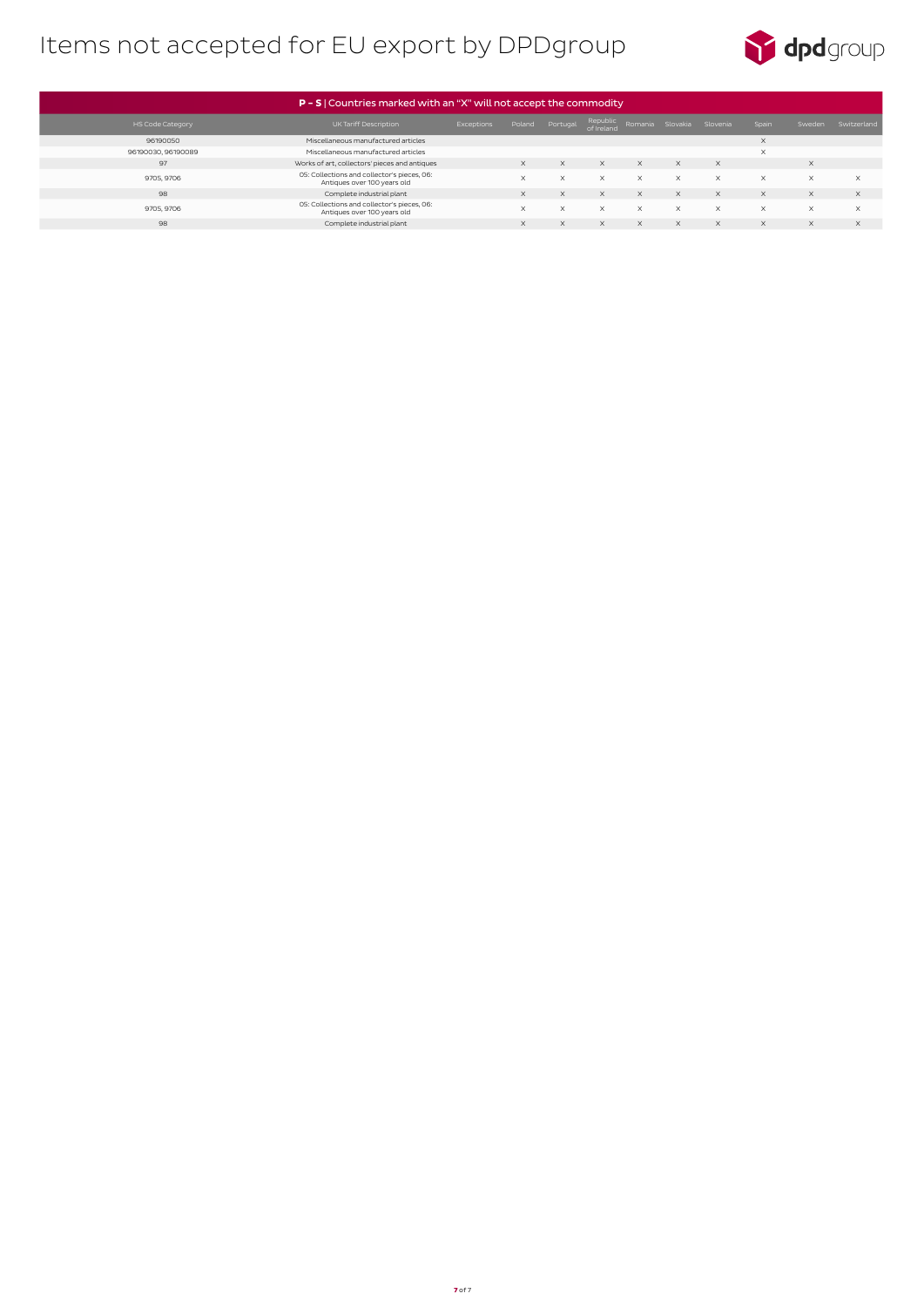# Items not accepted for EU export by DPDgroup

| **P – S** \| Countries marked with an "X" will not accept the commodity | | | | | | | | | | | |
|---|---|---|---|---|---|---|---|---|---|---|---|
| HS Code Category | UK Tariff Description | Exceptions | Poland | Portugal | Republic of Ireland | Romania | Slovakia | Slovenia | Spain | Sweden | Switzerland |
| 96190050 | Miscellaneous manufactured articles | | | | | | | | X | | |
| 96190030, 96190089 | Miscellaneous manufactured articles | | | | | | | | X | | |
| 97 | Works of art, collectors' pieces and antiques | | X | X | X | X | X | X | | X | |
| 9705, 9706 | 05: Collections and collector's pieces, 06: Antiques over 100 years old | | X | X | X | X | X | X | X | X | X |
| 98 | Complete industrial plant | | X | X | X | X | X | X | X | X | X |
| 9705, 9706 | 05: Collections and collector's pieces, 06: Antiques over 100 years old | | X | X | X | X | X | X | X | X | X |
| 98 | Complete industrial plant | | X | X | X | X | X | X | X | X | X |